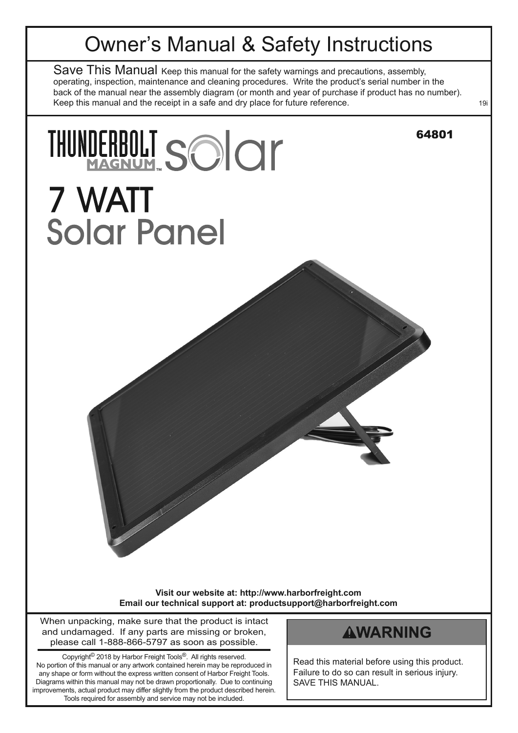# Owner's Manual & Safety Instructions

**Save This Manual** Keep this manual for the safety warnings and precautions, assembly, operating, inspection, maintenance and cleaning procedures. Write the product's serial number in the back of the manual near the assembly diagram (or month and year of purchase if product has no number). Keep this manual and the receipt in a safe and dry place for future reference.

19i

**64801**

THUNDERBOLT MAGNUM™ solar

# 7 WATT Solar Panel

**Visit our website at: http://www.harborfreight.com**
**Email our technical support at: productsupport@harborfreight.com**

When unpacking, make sure that the product is intact and undamaged. If any parts are missing or broken, please call 1-888-866-5797 as soon as possible.

Copyright© 2018 by Harbor Freight Tools®. All rights reserved. No portion of this manual or any artwork contained herein may be reproduced in any shape or form without the express written consent of Harbor Freight Tools. Diagrams within this manual may not be drawn proportionally. Due to continuing improvements, actual product may differ slightly from the product described herein. Tools required for assembly and service may not be included.

**⚠WARNING**

Read this material before using this product. Failure to do so can result in serious injury. SAVE THIS MANUAL.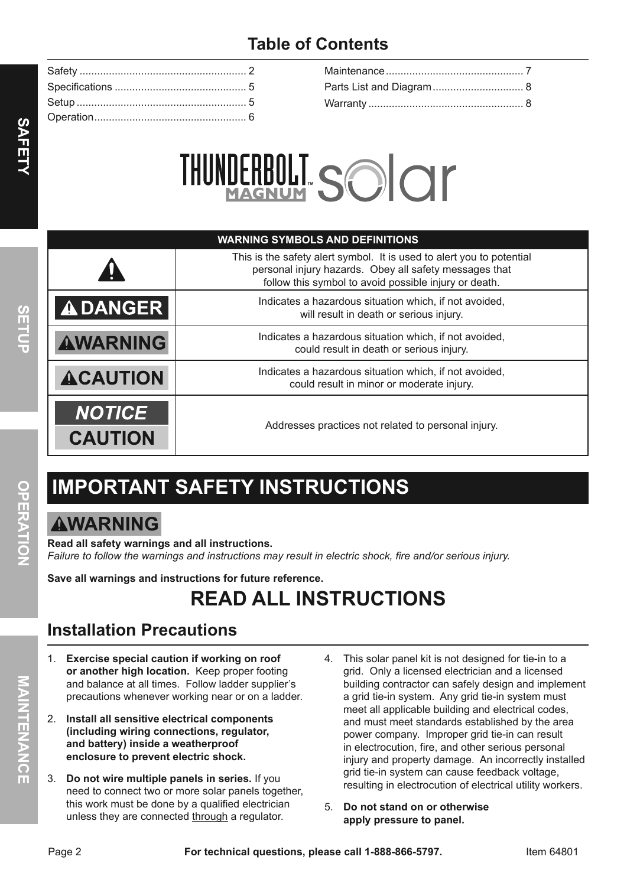## Table of Contents

| | | | |
|---|---|---|---|
| Safety | 2 | Maintenance | 7 |
| Specifications | 5 | Parts List and Diagram | 8 |
| Setup | 5 | Warranty | 8 |
| Operation | 6 | | |

THUNDERBOLT MAGNUM™ solar

| WARNING SYMBOLS AND DEFINITIONS | |
|---|---|
| ⚠ | This is the safety alert symbol. It is used to alert you to potential personal injury hazards. Obey all safety messages that follow this symbol to avoid possible injury or death. |
| ⚠ DANGER | Indicates a hazardous situation which, if not avoided, will result in death or serious injury. |
| ⚠WARNING | Indicates a hazardous situation which, if not avoided, could result in death or serious injury. |
| ⚠CAUTION | Indicates a hazardous situation which, if not avoided, could result in minor or moderate injury. |
| NOTICE / CAUTION | Addresses practices not related to personal injury. |

# IMPORTANT SAFETY INSTRUCTIONS

**⚠WARNING**

**Read all safety warnings and all instructions.**
*Failure to follow the warnings and instructions may result in electric shock, fire and/or serious injury.*

**Save all warnings and instructions for future reference.**

# READ ALL INSTRUCTIONS

## Installation Precautions

1. **Exercise special caution if working on roof or another high location.** Keep proper footing and balance at all times. Follow ladder supplier's precautions whenever working near or on a ladder.
2. **Install all sensitive electrical components (including wiring connections, regulator, and battery) inside a weatherproof enclosure to prevent electric shock.**
3. **Do not wire multiple panels in series.** If you need to connect two or more solar panels together, this work must be done by a qualified electrician unless they are connected through a regulator.
4. This solar panel kit is not designed for tie-in to a grid. Only a licensed electrician and a licensed building contractor can safely design and implement a grid tie-in system. Any grid tie-in system must meet all applicable building and electrical codes, and must meet standards established by the area power company. Improper grid tie-in can result in electrocution, fire, and other serious personal injury and property damage. An incorrectly installed grid tie-in system can cause feedback voltage, resulting in electrocution of electrical utility workers.
5. **Do not stand on or otherwise apply pressure to panel.**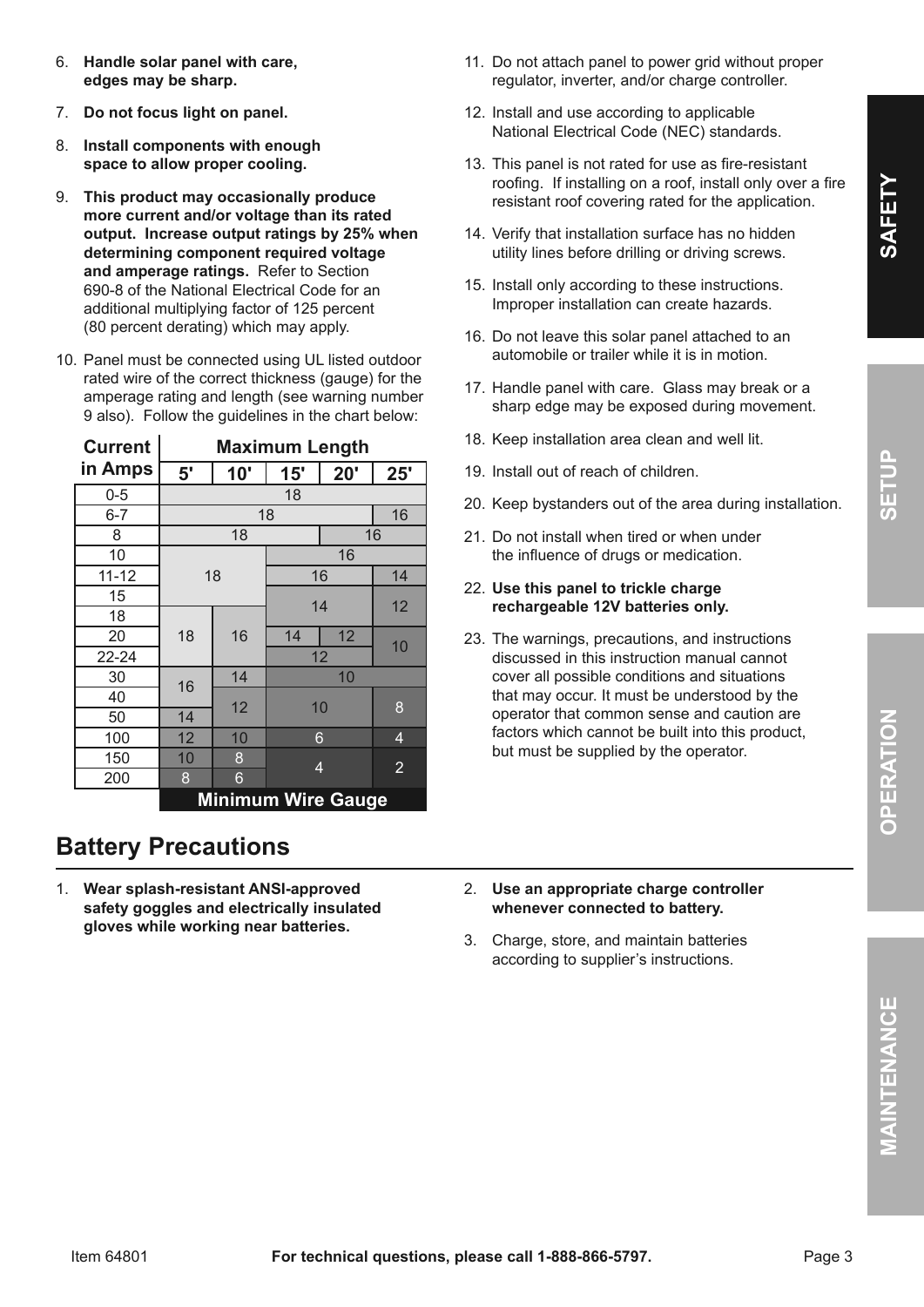6. **Handle solar panel with care, edges may be sharp.**
7. **Do not focus light on panel.**
8. **Install components with enough space to allow proper cooling.**
9. **This product may occasionally produce more current and/or voltage than its rated output. Increase output ratings by 25% when determining component required voltage and amperage ratings.** Refer to Section 690-8 of the National Electrical Code for an additional multiplying factor of 125 percent (80 percent derating) which may apply.
10. Panel must be connected using UL listed outdoor rated wire of the correct thickness (gauge) for the amperage rating and length (see warning number 9 also). Follow the guidelines in the chart below:

| Current in Amps | Maximum Length | | | | |
|---|---|---|---|---|---|
| | **5'** | **10'** | **15'** | **20'** | **25'** |
| 0-5 | 18 | 18 | 18 | 18 | 18 |
| 6-7 | 18 | 18 | 18 | 18 | 16 |
| 8 | 18 | 18 | 18 | 16 | 16 |
| 10 | 18 | 18 | 16 | 16 | 16 |
| 11-12 | 18 | 18 | 16 | 16 | 14 |
| 15 | 18 | 18 | 14 | 14 | 12 |
| 18 | 18 | 16 | 14 | 14 | 12 |
| 20 | 18 | 16 | 14 | 12 | 10 |
| 22-24 | 18 | 16 | 12 | 12 | 10 |
| 30 | 16 | 14 | 10 | 10 | 10 |
| 40 | 16 | 12 | 10 | 10 | 8 |
| 50 | 14 | 12 | 10 | 10 | 8 |
| 100 | 12 | 10 | 6 | 6 | 4 |
| 150 | 10 | 8 | 4 | 4 | 2 |
| 200 | 8 | 6 | 4 | 4 | 2 |
| | **Minimum Wire Gauge** | | | | |

11. Do not attach panel to power grid without proper regulator, inverter, and/or charge controller.
12. Install and use according to applicable National Electrical Code (NEC) standards.
13. This panel is not rated for use as fire-resistant roofing. If installing on a roof, install only over a fire resistant roof covering rated for the application.
14. Verify that installation surface has no hidden utility lines before drilling or driving screws.
15. Install only according to these instructions. Improper installation can create hazards.
16. Do not leave this solar panel attached to an automobile or trailer while it is in motion.
17. Handle panel with care. Glass may break or a sharp edge may be exposed during movement.
18. Keep installation area clean and well lit.
19. Install out of reach of children.
20. Keep bystanders out of the area during installation.
21. Do not install when tired or when under the influence of drugs or medication.
22. **Use this panel to trickle charge rechargeable 12V batteries only.**
23. The warnings, precautions, and instructions discussed in this instruction manual cannot cover all possible conditions and situations that may occur. It must be understood by the operator that common sense and caution are factors which cannot be built into this product, but must be supplied by the operator.

## Battery Precautions

1. **Wear splash-resistant ANSI-approved safety goggles and electrically insulated gloves while working near batteries.**
2. **Use an appropriate charge controller whenever connected to battery.**
3. Charge, store, and maintain batteries according to supplier's instructions.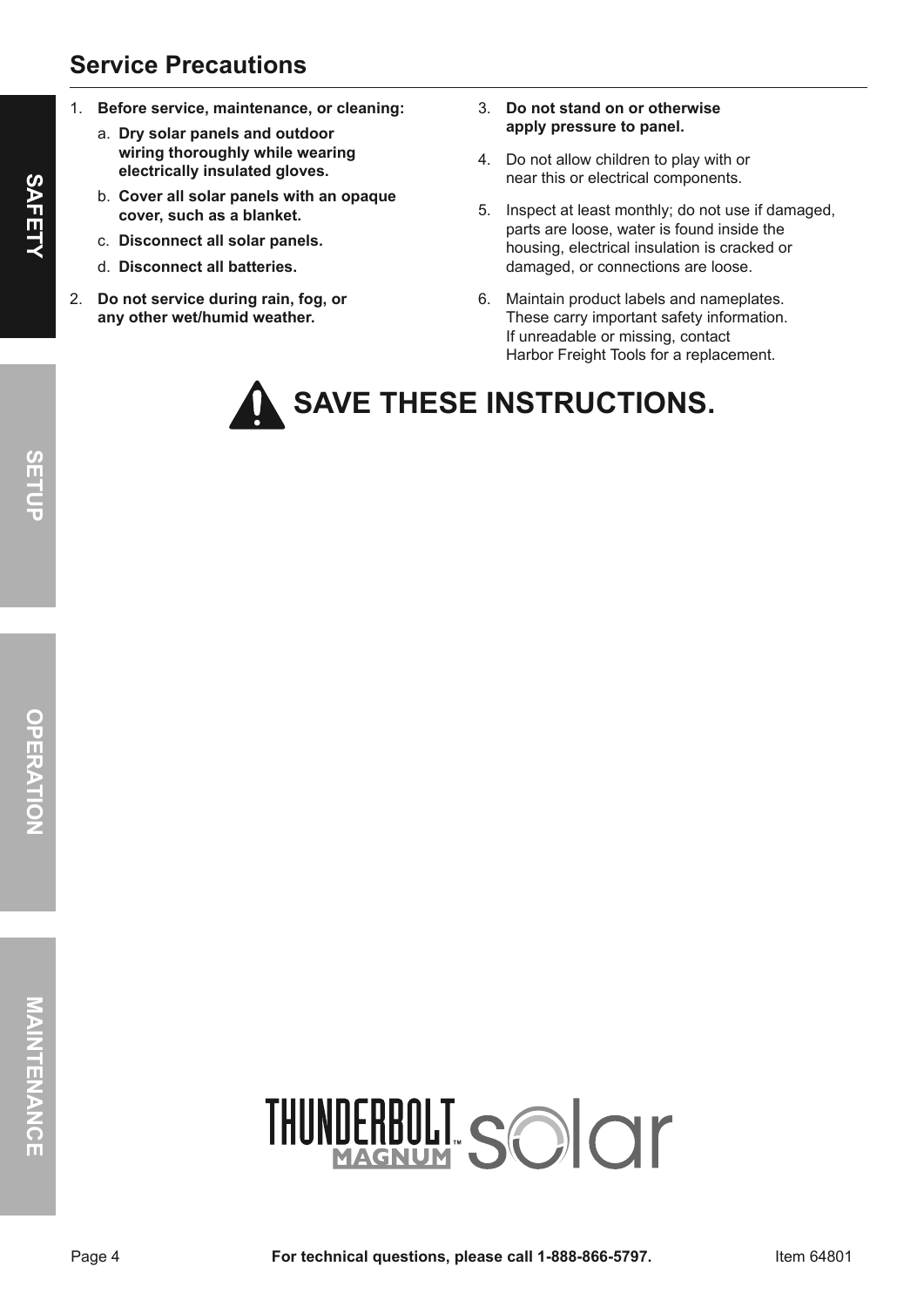## Service Precautions

1. **Before service, maintenance, or cleaning:**
   a. **Dry solar panels and outdoor wiring thoroughly while wearing electrically insulated gloves.**
   b. **Cover all solar panels with an opaque cover, such as a blanket.**
   c. **Disconnect all solar panels.**
   d. **Disconnect all batteries.**
2. **Do not service during rain, fog, or any other wet/humid weather.**
3. **Do not stand on or otherwise apply pressure to panel.**
4. Do not allow children to play with or near this or electrical components.
5. Inspect at least monthly; do not use if damaged, parts are loose, water is found inside the housing, electrical insulation is cracked or damaged, or connections are loose.
6. Maintain product labels and nameplates. These carry important safety information. If unreadable or missing, contact Harbor Freight Tools for a replacement.

# SAVE THESE INSTRUCTIONS.

THUNDERBOLT MAGNUM™ solar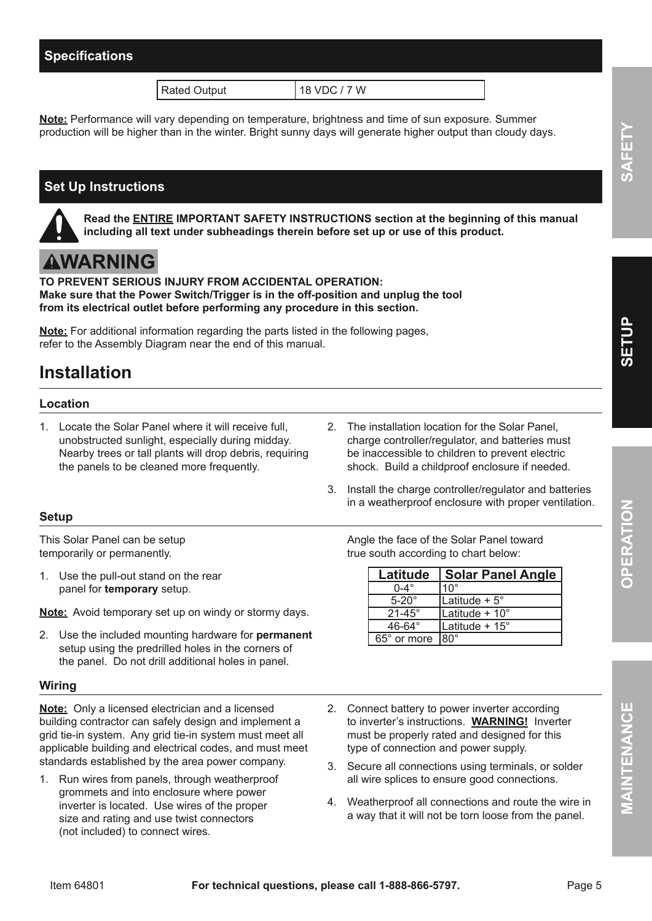## Specifications

| Rated Output | 18 VDC / 7 W |
|---|---|

**Note:** Performance will vary depending on temperature, brightness and time of sun exposure. Summer production will be higher than in the winter. Bright sunny days will generate higher output than cloudy days.

## Set Up Instructions

**Read the ENTIRE IMPORTANT SAFETY INSTRUCTIONS section at the beginning of this manual including all text under subheadings therein before set up or use of this product.**

**⚠WARNING**

**TO PREVENT SERIOUS INJURY FROM ACCIDENTAL OPERATION:**
**Make sure that the Power Switch/Trigger is in the off-position and unplug the tool from its electrical outlet before performing any procedure in this section.**

**Note:** For additional information regarding the parts listed in the following pages, refer to the Assembly Diagram near the end of this manual.

# Installation

### Location

1. Locate the Solar Panel where it will receive full, unobstructed sunlight, especially during midday. Nearby trees or tall plants will drop debris, requiring the panels to be cleaned more frequently.
2. The installation location for the Solar Panel, charge controller/regulator, and batteries must be inaccessible to children to prevent electric shock. Build a childproof enclosure if needed.
3. Install the charge controller/regulator and batteries in a weatherproof enclosure with proper ventilation.

### Setup

This Solar Panel can be setup temporarily or permanently.

1. Use the pull-out stand on the rear panel for **temporary** setup.

**Note:** Avoid temporary set up on windy or stormy days.

2. Use the included mounting hardware for **permanent** setup using the predrilled holes in the corners of the panel. Do not drill additional holes in panel.

Angle the face of the Solar Panel toward true south according to chart below:

| Latitude | Solar Panel Angle |
|---|---|
| 0-4° | 10° |
| 5-20° | Latitude + 5° |
| 21-45° | Latitude + 10° |
| 46-64° | Latitude + 15° |
| 65° or more | 80° |

### Wiring

**Note:** Only a licensed electrician and a licensed building contractor can safely design and implement a grid tie-in system. Any grid tie-in system must meet all applicable building and electrical codes, and must meet standards established by the area power company.

1. Run wires from panels, through weatherproof grommets and into enclosure where power inverter is located. Use wires of the proper size and rating and use twist connectors (not included) to connect wires.
2. Connect battery to power inverter according to inverter's instructions. **WARNING!** Inverter must be properly rated and designed for this type of connection and power supply.
3. Secure all connections using terminals, or solder all wire splices to ensure good connections.
4. Weatherproof all connections and route the wire in a way that it will not be torn loose from the panel.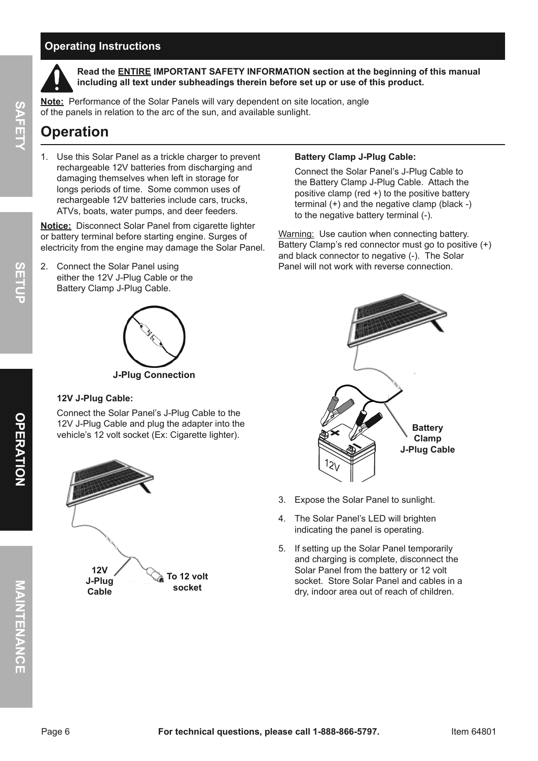## Operating Instructions

**Read the ENTIRE IMPORTANT SAFETY INFORMATION section at the beginning of this manual including all text under subheadings therein before set up or use of this product.**

**Note:** Performance of the Solar Panels will vary dependent on site location, angle of the panels in relation to the arc of the sun, and available sunlight.

# Operation

1. Use this Solar Panel as a trickle charger to prevent rechargeable 12V batteries from discharging and damaging themselves when left in storage for longs periods of time. Some common uses of rechargeable 12V batteries include cars, trucks, ATVs, boats, water pumps, and deer feeders.

**Notice:** Disconnect Solar Panel from cigarette lighter or battery terminal before starting engine. Surges of electricity from the engine may damage the Solar Panel.

2. Connect the Solar Panel using either the 12V J-Plug Cable or the Battery Clamp J-Plug Cable.

**J-Plug Connection**

**12V J-Plug Cable:**

Connect the Solar Panel's J-Plug Cable to the 12V J-Plug Cable and plug the adapter into the vehicle's 12 volt socket (Ex: Cigarette lighter).

**12V J-Plug Cable** **To 12 volt socket**

**Battery Clamp J-Plug Cable:**

Connect the Solar Panel's J-Plug Cable to the Battery Clamp J-Plug Cable. Attach the positive clamp (red +) to the positive battery terminal (+) and the negative clamp (black -) to the negative battery terminal (-).

Warning: Use caution when connecting battery. Battery Clamp's red connector must go to positive (+) and black connector to negative (-). The Solar Panel will not work with reverse connection.

**Battery Clamp J-Plug Cable**

3. Expose the Solar Panel to sunlight.
4. The Solar Panel's LED will brighten indicating the panel is operating.
5. If setting up the Solar Panel temporarily and charging is complete, disconnect the Solar Panel from the battery or 12 volt socket. Store Solar Panel and cables in a dry, indoor area out of reach of children.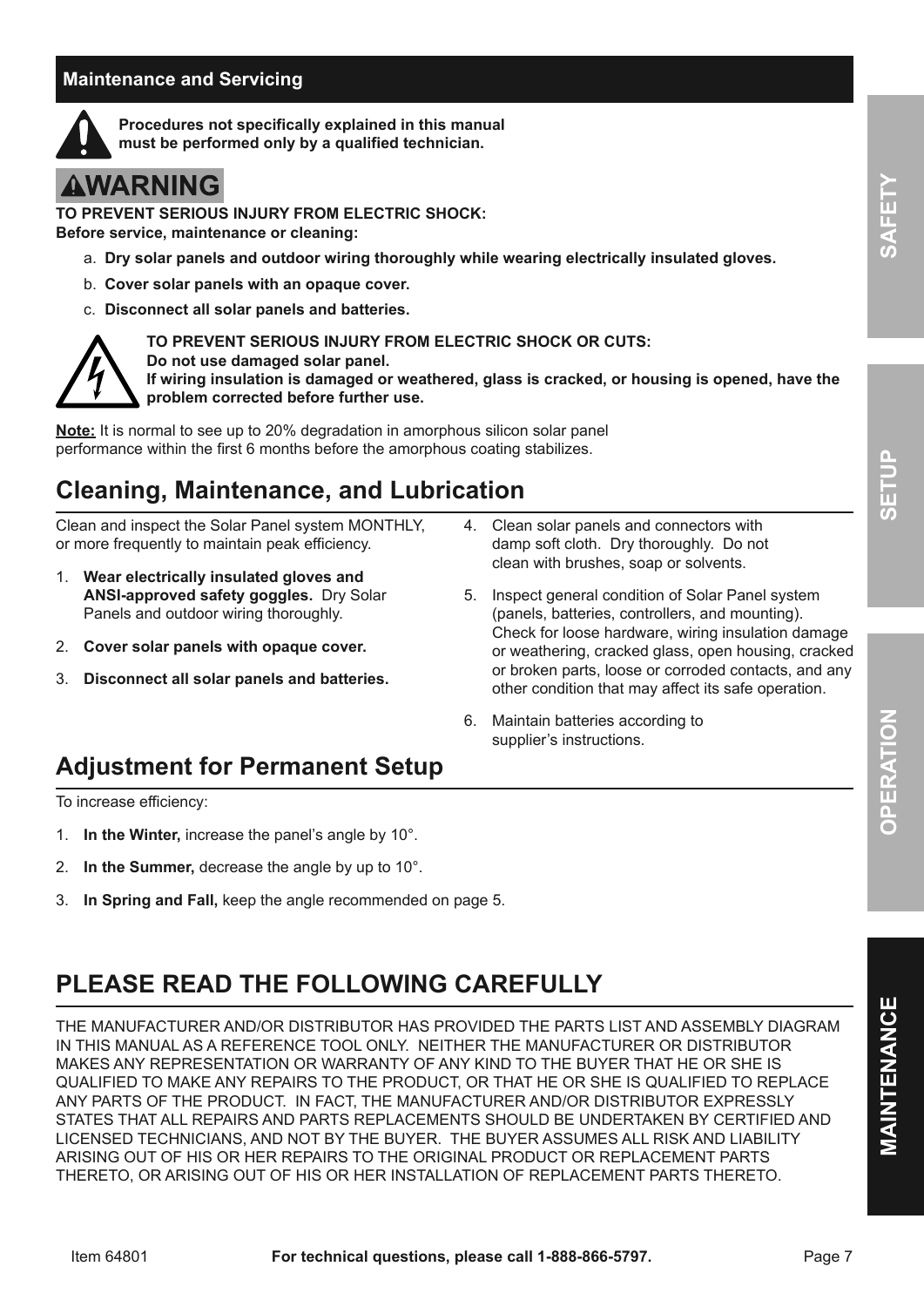## Maintenance and Servicing

**Procedures not specifically explained in this manual must be performed only by a qualified technician.**

**⚠WARNING**

**TO PREVENT SERIOUS INJURY FROM ELECTRIC SHOCK:**
**Before service, maintenance or cleaning:**

a. **Dry solar panels and outdoor wiring thoroughly while wearing electrically insulated gloves.**

b. **Cover solar panels with an opaque cover.**

c. **Disconnect all solar panels and batteries.**

**TO PREVENT SERIOUS INJURY FROM ELECTRIC SHOCK OR CUTS:**
**Do not use damaged solar panel.**
**If wiring insulation is damaged or weathered, glass is cracked, or housing is opened, have the problem corrected before further use.**

**Note:** It is normal to see up to 20% degradation in amorphous silicon solar panel performance within the first 6 months before the amorphous coating stabilizes.

# Cleaning, Maintenance, and Lubrication

Clean and inspect the Solar Panel system MONTHLY, or more frequently to maintain peak efficiency.

1. **Wear electrically insulated gloves and ANSI-approved safety goggles.** Dry Solar Panels and outdoor wiring thoroughly.
2. **Cover solar panels with opaque cover.**
3. **Disconnect all solar panels and batteries.**
4. Clean solar panels and connectors with damp soft cloth. Dry thoroughly. Do not clean with brushes, soap or solvents.
5. Inspect general condition of Solar Panel system (panels, batteries, controllers, and mounting). Check for loose hardware, wiring insulation damage or weathering, cracked glass, open housing, cracked or broken parts, loose or corroded contacts, and any other condition that may affect its safe operation.
6. Maintain batteries according to supplier's instructions.

# Adjustment for Permanent Setup

To increase efficiency:

1. **In the Winter,** increase the panel's angle by 10°.
2. **In the Summer,** decrease the angle by up to 10°.
3. **In Spring and Fall,** keep the angle recommended on page 5.

# PLEASE READ THE FOLLOWING CAREFULLY

THE MANUFACTURER AND/OR DISTRIBUTOR HAS PROVIDED THE PARTS LIST AND ASSEMBLY DIAGRAM IN THIS MANUAL AS A REFERENCE TOOL ONLY. NEITHER THE MANUFACTURER OR DISTRIBUTOR MAKES ANY REPRESENTATION OR WARRANTY OF ANY KIND TO THE BUYER THAT HE OR SHE IS QUALIFIED TO MAKE ANY REPAIRS TO THE PRODUCT, OR THAT HE OR SHE IS QUALIFIED TO REPLACE ANY PARTS OF THE PRODUCT. IN FACT, THE MANUFACTURER AND/OR DISTRIBUTOR EXPRESSLY STATES THAT ALL REPAIRS AND PARTS REPLACEMENTS SHOULD BE UNDERTAKEN BY CERTIFIED AND LICENSED TECHNICIANS, AND NOT BY THE BUYER. THE BUYER ASSUMES ALL RISK AND LIABILITY ARISING OUT OF HIS OR HER REPAIRS TO THE ORIGINAL PRODUCT OR REPLACEMENT PARTS THERETO, OR ARISING OUT OF HIS OR HER INSTALLATION OF REPLACEMENT PARTS THERETO.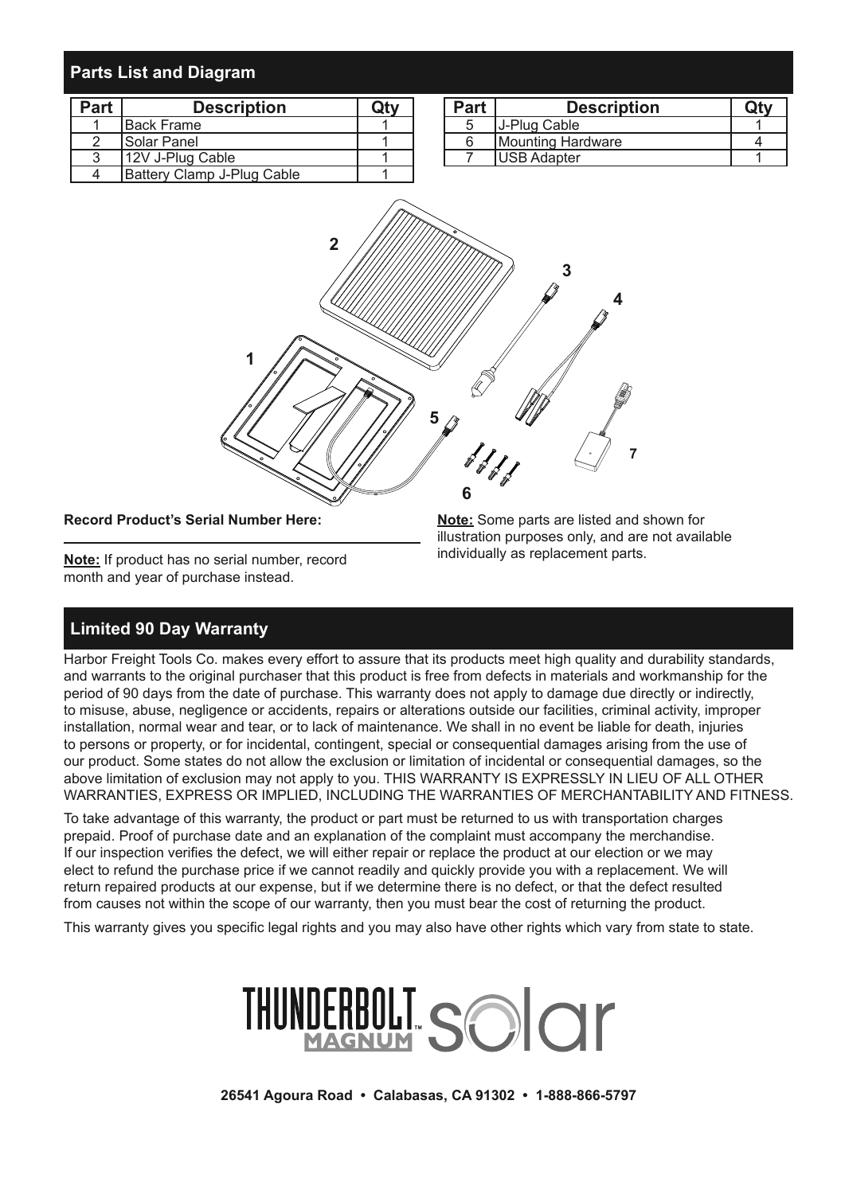## Parts List and Diagram

| Part | Description | Qty |
|---|---|---|
| 1 | Back Frame | 1 |
| 2 | Solar Panel | 1 |
| 3 | 12V J-Plug Cable | 1 |
| 4 | Battery Clamp J-Plug Cable | 1 |
| 5 | J-Plug Cable | 1 |
| 6 | Mounting Hardware | 4 |
| 7 | USB Adapter | 1 |

2

3

4

1

5

7

6

**Record Product's Serial Number Here:**

**Note:** If product has no serial number, record month and year of purchase instead.

**Note:** Some parts are listed and shown for illustration purposes only, and are not available individually as replacement parts.

## Limited 90 Day Warranty

Harbor Freight Tools Co. makes every effort to assure that its products meet high quality and durability standards, and warrants to the original purchaser that this product is free from defects in materials and workmanship for the period of 90 days from the date of purchase. This warranty does not apply to damage due directly or indirectly, to misuse, abuse, negligence or accidents, repairs or alterations outside our facilities, criminal activity, improper installation, normal wear and tear, or to lack of maintenance. We shall in no event be liable for death, injuries to persons or property, or for incidental, contingent, special or consequential damages arising from the use of our product. Some states do not allow the exclusion or limitation of incidental or consequential damages, so the above limitation of exclusion may not apply to you. THIS WARRANTY IS EXPRESSLY IN LIEU OF ALL OTHER WARRANTIES, EXPRESS OR IMPLIED, INCLUDING THE WARRANTIES OF MERCHANTABILITY AND FITNESS.

To take advantage of this warranty, the product or part must be returned to us with transportation charges prepaid. Proof of purchase date and an explanation of the complaint must accompany the merchandise. If our inspection verifies the defect, we will either repair or replace the product at our election or we may elect to refund the purchase price if we cannot readily and quickly provide you with a replacement. We will return repaired products at our expense, but if we determine there is no defect, or that the defect resulted from causes not within the scope of our warranty, then you must bear the cost of returning the product.

This warranty gives you specific legal rights and you may also have other rights which vary from state to state.

THUNDERBOLT MAGNUM™ solar

**26541 Agoura Road • Calabasas, CA 91302 • 1-888-866-5797**